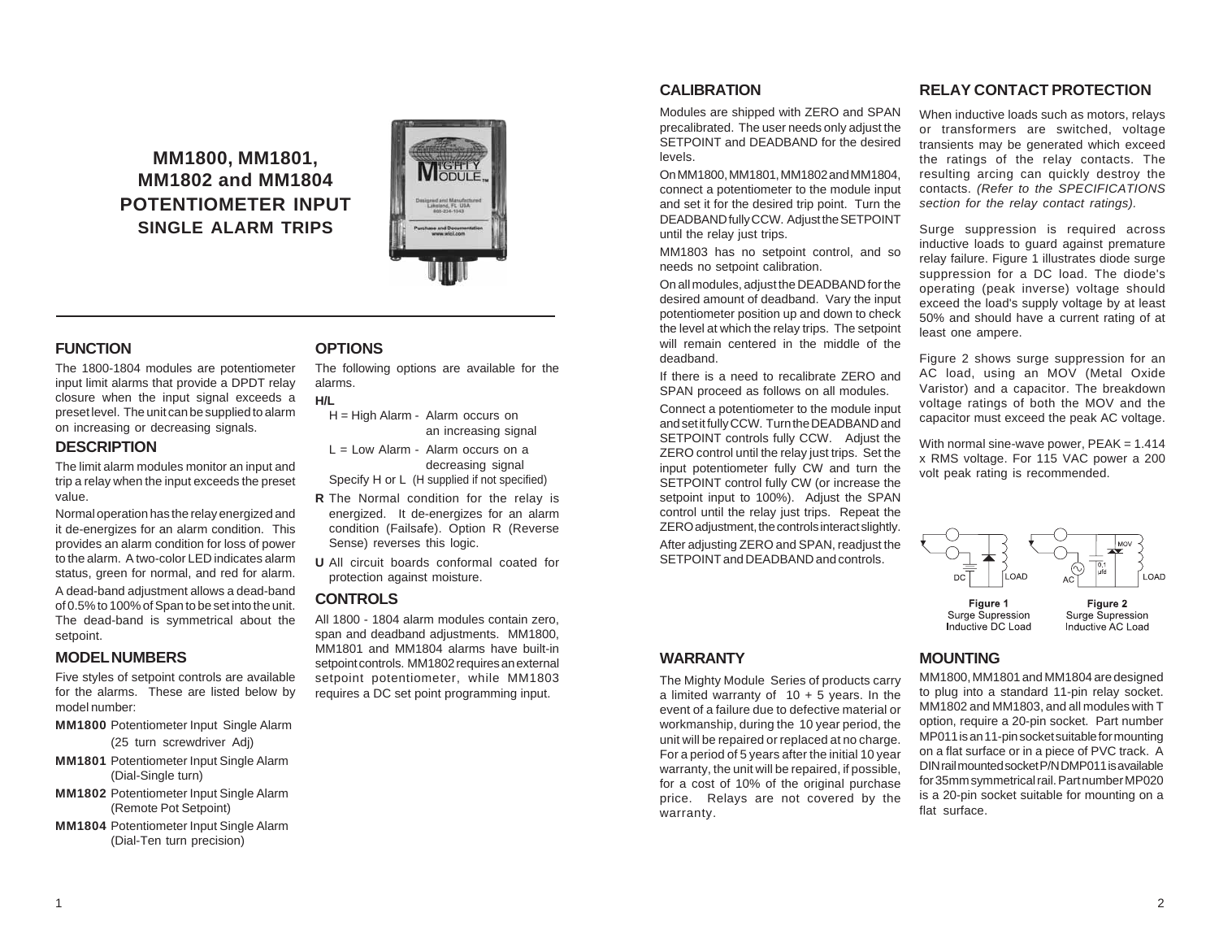# MM1800, MM1801, MM1802 and MM1804 POTENTIOMETER INPUT

## SINGLE ALARM TRIPS

## FUNCTION

The 1800-1804 modules are potentiometer input limit alarms that provide a DPDT relay closure when the input signal exceeds a preset level. The unit can be supplied to alarm on increasing or decreasing signals.

## DESCRIPTION

The limit alarm modules monitor an input and trip a relay when the input exceeds the preset value.

Normal operation has the relay energized and it de-energizes for an alarm condition. This provides an alarm condition for loss of power to the alarm. A two-color LED indicates alarm status, green for normal, and red for alarm.

A dead-band adjustment allows a dead-band of 0.5% to 100% of Span to be set into the unit. The dead-band is symmetrical about the setpoint.

## MODEL NUMBERS

Five styles of setpoint controls are available for the alarms. These are listed below by model number:

**MM1800** Potentiometer Input Single Alarm (25 turn screwdriver Adj)

**MM1801** Potentiometer Input Single Alarm (Dial-Single turn)

**MM1802** Potentiometer Input Single Alarm (Remote Pot Setpoint)

**MM1804** Potentiometer Input Single Alarm (Dial-Ten turn precision)

## OPTIONS

The following options are available for the alarms.

**H/L**

H = High Alarm - Alarm occurs on an increasing signal

L = Low Alarm - Alarm occurs on a decreasing signal

Specify H or L (H supplied if not specified)

**R** The Normal condition for the relay is energized. It de-energizes for an alarm condition (Failsafe). Option R (Reverse Sense) reverses this logic.

**U** All circuit boards conformal coated for protection against moisture.

## CONTROLS

All 1800 - 1804 alarm modules contain zero, span and deadband adjustments. MM1800, MM1801 and MM1804 alarms have built-in setpoint controls. MM1802 requires an external setpoint potentiometer, while MM1803 requires a DC set point programming input.

## CALIBRATION

Modules are shipped with ZERO and SPAN precalibrated. The user needs only adjust the SETPOINT and DEADBAND for the desired levels.

On MM1800, MM1801, MM1802 and MM1804, connect a potentiometer to the module input and set it for the desired trip point. Turn the DEADBAND fully CCW. Adjust the SETPOINT until the relay just trips.

MM1803 has no setpoint control, and so needs no setpoint calibration.

On all modules, adjust the DEADBAND for the desired amount of deadband. Vary the input potentiometer position up and down to check the level at which the relay trips. The setpoint will remain centered in the middle of the deadband.

If there is a need to recalibrate ZERO and SPAN proceed as follows on all modules.

Connect a potentiometer to the module input and set it fully CCW. Turn the DEADBAND and SETPOINT controls fully CCW. Adjust the ZERO control until the relay just trips. Set the input potentiometer fully CW and turn the SETPOINT control fully CW (or increase the setpoint input to 100%). Adjust the SPAN control until the relay just trips. Repeat the ZERO adjustment, the controls interact slightly.

After adjusting ZERO and SPAN, readjust the SETPOINT and DEADBAND and controls.

## WARRANTY

The Mighty Module Series of products carry a limited warranty of 10 + 5 years. In the event of a failure due to defective material or workmanship, during the 10 year period, the unit will be repaired or replaced at no charge. For a period of 5 years after the initial 10 year warranty, the unit will be repaired, if possible, for a cost of 10% of the original purchase price. Relays are not covered by the warranty.

## RELAY CONTACT PROTECTION

When inductive loads such as motors, relays or transformers are switched, voltage transients may be generated which exceed the ratings of the relay contacts. The resulting arcing can quickly destroy the contacts. *(Refer to the SPECIFICATIONS section for the relay contact ratings).*

Surge suppression is required across inductive loads to guard against premature relay failure. Figure 1 illustrates diode surge suppression for a DC load. The diode's operating (peak inverse) voltage should exceed the load's supply voltage by at least 50% and should have a current rating of at least one ampere.

Figure 2 shows surge suppression for an AC load, using an MOV (Metal Oxide Varistor) and a capacitor. The breakdown voltage ratings of both the MOV and the capacitor must exceed the peak AC voltage.

With normal sine-wave power, PEAK = 1.414 x RMS voltage. For 115 VAC power a 200 volt peak rating is recommended.

**Figure 1** Surge Supression Inductive DC Load

**Figure 2** Surge Supression Inductive AC Load

## MOUNTING

MM1800, MM1801 and MM1804 are designed to plug into a standard 11-pin relay socket. MM1802 and MM1803, and all modules with T option, require a 20-pin socket. Part number MP011 is an 11-pin socket suitable for mounting on a flat surface or in a piece of PVC track. A DIN rail mounted socket P/N DMP011 is available for 35mm symmetrical rail. Part number MP020 is a 20-pin socket suitable for mounting on a flat surface.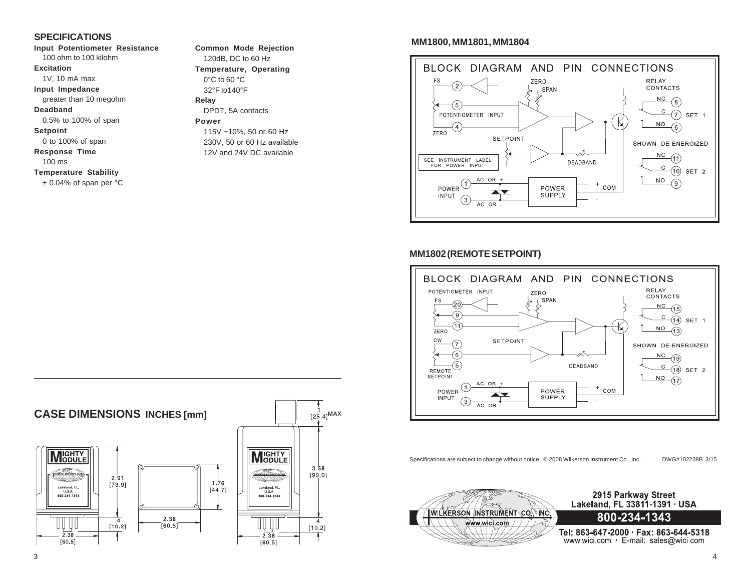## SPECIFICATIONS

**Input Potentiometer Resistance**
100 ohm to 100 kilohm

**Excitation**
1V, 10 mA max

**Input Impedance**
greater than 10 megohm

**Deadband**
0.5% to 100% of span

**Setpoint**
0 to 100% of span

**Response Time**
100 ms

**Temperature Stability**
± 0.04% of span per °C

**Common Mode Rejection**
120dB, DC to 60 Hz

**Temperature, Operating**
0°C to 60 °C
32°F to140°F

**Relay**
DPDT, 5A contacts

**Power**
115V +10%, 50 or 60 Hz
230V, 50 or 60 Hz available
12V and 24V DC available

## CASE DIMENSIONS INCHES [mm]

MIGHTY MODULE
Lakeland, FL.
U.S.A.
800-234-1343

2.91 [73.9]
.4 [10.2]
2.38 [60.5]
1.76 [44.7]
2.38 [60.5]
1 [25.4] MAX
3.58 [90.0]
.4 [10.2]
2.38 [60.5]

## MM1800, MM1801, MM1804

BLOCK DIAGRAM AND PIN CONNECTIONS

FS
2
5
POTENTIOMETER INPUT
4
ZERO
ZERO
SPAN
SETPOINT
DEADBAND
SEE INSTRUMENT LABEL FOR POWER INPUT
RELAY CONTACTS
NC 8
C 7 SET 1
NO 6
SHOWN DE-ENERGIZED
NC 11
C 10 SET 2
NO 9
POWER INPUT
1 AC OR +
3 AC OR -
POWER SUPPLY
+ COM
-

## MM1802 (REMOTE SETPOINT)

BLOCK DIAGRAM AND PIN CONNECTIONS

POTENTIOMETER INPUT
FS
20
9
11
ZERO
CW
7
6
5
REMOTE SETPOINT
ZERO
SPAN
SETPOINT
DEADBAND
RELAY CONTACTS
NC 15
C 14 SET 1
NO 13
SHOWN DE-ENERGIZED
NC 19
C 18 SET 2
NO 17
POWER INPUT
1 AC OR +
3 AC OR -
POWER SUPPLY
+ COM
-

Specifications are subject to change without notice. © 2008 Wilkerson Instrument Co., Inc. DWG#102238B 3/15

WILKERSON INSTRUMENT CO., INC.
www.wici.com

2915 Parkway Street
Lakeland, FL 33811-1391 · USA
800-234-1343
Tel: 863-647-2000 · Fax: 863-644-5318
www.wici.com · E-mail: sales@wici.com